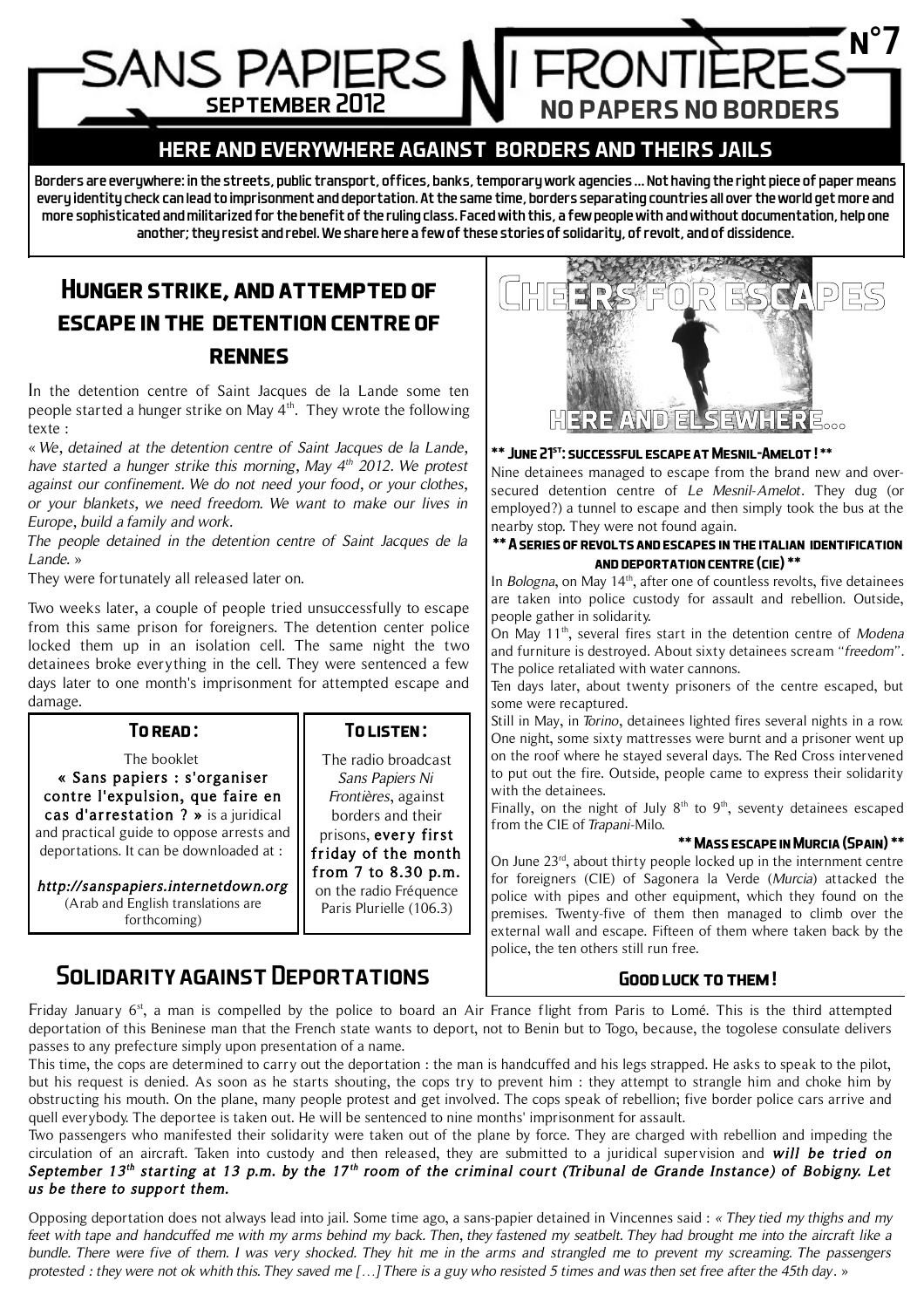# SANS PAPIERS NI FRONTIÈRES N°7

**SEPTEMBER 2012**

**NO PAPERS NO BORDERS**

## HERE AND EVERYWHERE AGAINST BORDERS AND THEIRS JAILS

**Borders are everywhere: in the streets, public transport, offices, banks, temporary work agencies ... Not having the right piece of paper means every identity check can lead to imprisonment and deportation. At the same time, borders separating countries all over the world get more and more sophisticated and militarized for the benefit of the ruling class. Faced with this, a few people with and without documentation, help one another; they resist and rebel. We share here a few of these stories of solidarity, of revolt, and of dissidence.**

## Hunger strike, and attempted of escape in the detention centre of Rennes

In the detention centre of Saint Jacques de la Lande some ten people started a hunger strike on May 4th. They wrote the following texte :

« *We, detained at the detention centre of Saint Jacques de la Lande, have started a hunger strike this morning, May 4th 2012. We protest against our confinement. We do not need your food, or your clothes, or your blankets, we need freedom. We want to make our lives in Europe, build a family and work.*

*The people detained in the detention centre of Saint Jacques de la Lande.* »

They were fortunately all released later on.

Two weeks later, a couple of people tried unsuccessfully to escape from this same prison for foreigners. The detention center police locked them up in an isolation cell. The same night the two detainees broke everything in the cell. They were sentenced a few days later to one month's imprisonment for attempted escape and damage.

### To read :

The booklet **« Sans papiers : s'organiser contre l'expulsion, que faire en cas d'arrestation ? »** is a juridical and practical guide to oppose arrests and deportations. It can be downloaded at :

***http://sanspapiers.internetdown.org***

(Arab and English translations are forthcoming)

### To listen :

The radio broadcast *Sans Papiers Ni Frontières*, against borders and their prisons, **every first friday of the month from 7 to 8.30 p.m.** on the radio Fréquence Paris Plurielle (106.3)

## Cheers for escapes here and elsewhere...

**** June 21st: successful escape at Mesnil-Amelot ! ****

Nine detainees managed to escape from the brand new and over-secured detention centre of *Le Mesnil-Amelot*. They dug (or employed?) a tunnel to escape and then simply took the bus at the nearby stop. They were not found again.

**** A series of revolts and escapes in the Italian identification and deportation centre (CIE) ****

In *Bologna*, on May 14th, after one of countless revolts, five detainees are taken into police custody for assault and rebellion. Outside, people gather in solidarity.

On May 11th, several fires start in the detention centre of *Modena* and furniture is destroyed. About sixty detainees scream *"freedom"*. The police retaliated with water cannons.

Ten days later, about twenty prisoners of the centre escaped, but some were recaptured.

Still in May, in *Torino*, detainees lighted fires several nights in a row. One night, some sixty mattresses were burnt and a prisoner went up on the roof where he stayed several days. The Red Cross intervened to put out the fire. Outside, people came to express their solidarity with the detainees.

Finally, on the night of July 8th to 9th, seventy detainees escaped from the CIE of *Trapani*-Milo.

**** Mass escape in Murcia (Spain) ****

On June 23rd, about thirty people locked up in the internment centre for foreigners (CIE) of Sagonera la Verde (*Murcia*) attacked the police with pipes and other equipment, which they found on the premises. Twenty-five of them then managed to climb over the external wall and escape. Fifteen of them where taken back by the police, the ten others still run free.

### Good luck to them !

## Solidarity against Deportations

Friday January 6st, a man is compelled by the police to board an Air France flight from Paris to Lomé. This is the third attempted deportation of this Beninese man that the French state wants to deport, not to Benin but to Togo, because, the togolese consulate delivers passes to any prefecture simply upon presentation of a name.

This time, the cops are determined to carry out the deportation : the man is handcuffed and his legs strapped. He asks to speak to the pilot, but his request is denied. As soon as he starts shouting, the cops try to prevent him : they attempt to strangle him and choke him by obstructing his mouth. On the plane, many people protest and get involved. The cops speak of rebellion; five border police cars arrive and quell everybody. The deportee is taken out. He will be sentenced to nine months' imprisonment for assault.

Two passengers who manifested their solidarity were taken out of the plane by force. They are charged with rebellion and impeding the circulation of an aircraft. Taken into custody and then released, they are submitted to a juridical supervision and ***will be tried on September 13th starting at 13 p.m. by the 17th room of the criminal court (Tribunal de Grande Instance) of Bobigny. Let us be there to support them.***

Opposing deportation does not always lead into jail. Some time ago, a sans-papier detained in Vincennes said : « *They tied my thighs and my feet with tape and handcuffed me with my arms behind my back. Then, they fastened my seatbelt. They had brought me into the aircraft like a bundle. There were five of them. I was very shocked. They hit me in the arms and strangled me to prevent my screaming. The passengers protested : they were not ok whith this. They saved me […] There is a guy who resisted 5 times and was then set free after the 45th day.* »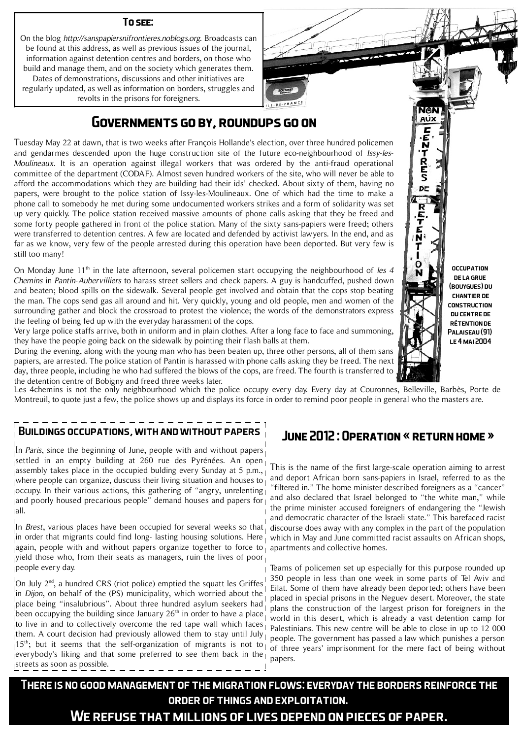## To see:

On the blog *http://sanspapiersnifrontieres.noblogs.org*. Broadcasts can be found at this address, as well as previous issues of the journal, information against detention centres and borders, on those who build and manage them, and on the society which generates them. Dates of demonstrations, discussions and other initiatives are regularly updated, as well as information on borders, struggles and revolts in the prisons for foreigners.

# Governments go by, roundups go on

Tuesday May 22 at dawn, that is two weeks after François Hollande's election, over three hundred policemen and gendarmes descended upon the huge construction site of the future eco-neighbourhood of *Issy-les-Moulineaux*. It is an operation against illegal workers that was ordered by the anti-fraud operational committee of the department (CODAF). Almost seven hundred workers of the site, who will never be able to afford the accommodations which they are building had their ids' checked. About sixty of them, having no papers, were brought to the police station of Issy-les-Moulineaux. One of which had the time to make a phone call to somebody he met during some undocumented workers strikes and a form of solidarity was set up very quickly. The police station received massive amounts of phone calls asking that they be freed and some forty people gathered in front of the police station. Many of the sixty sans-papiers were freed; others were transferred to detention centres. A few are located and defended by activist lawyers. In the end, and as far as we know, very few of the people arrested during this operation have been deported. But very few is still too many!

On Monday June 11th in the late afternoon, several policemen start occupying the neighbourhood of *les 4 Chemins* in *Pantin-Aubervilliers* to harass street sellers and check papers. A guy is handcuffed, pushed down and beaten; blood spills on the sidewalk. Several people get involved and obtain that the cops stop beating the man. The cops send gas all around and hit. Very quickly, young and old people, men and women of the surrounding gather and block the crossroad to protest the violence; the words of the demonstrators express the feeling of being fed up with the everyday harassment of the cops.

Very large police staffs arrive, both in uniform and in plain clothes. After a long face to face and summoning, they have the people going back on the sidewalk by pointing their flash balls at them.

During the evening, along with the young man who has been beaten up, three other persons, all of them sans papiers, are arrested. The police station of Pantin is harassed with phone calls asking they be freed. The next day, three people, including he who had suffered the blows of the cops, are freed. The fourth is transferred to the detention centre of Bobigny and freed three weeks later.

Les 4chemins is not the only neighbourhood which the police occupy every day. Every day at Couronnes, Belleville, Barbès, Porte de Montreuil, to quote just a few, the police shows up and displays its force in order to remind poor people in general who the masters are.

NON AUX CENTRES DE RÉTENTION

Occupation de la grue (Bouygues) du chantier de construction du centre de rétention de Palaiseau (91) le 4 mai 2004

## Buildings occupations, with and without papers

In *Paris*, since the beginning of June, people with and without papers settled in an empty building at 260 rue des Pyrénées. An open assembly takes place in the occupied bulding every Sunday at 5 p.m., where people can organize, duscuss their living situation and houses to occupy. In their various actions, this gathering of "angry, unrelenting and poorly housed precarious people" demand houses and papers for all.

In *Brest*, various places have been occupied for several weeks so that in order that migrants could find long- lasting housing solutions. Here again, people with and without papers organize together to force to yield those who, from their seats as managers, ruin the lives of poor people every day.

On July 2nd, a hundred CRS (riot police) emptied the squatt les Griffes in *Dijon*, on behalf of the (PS) municipality, which worried about the place being "insalubrious". About three hundred asylum seekers had been occupying the building since January 26th in order to have a place to live in and to collectively overcome the red tape wall which faces them. A court decision had previously allowed them to stay until July 15th; but it seems that the self-organization of migrants is not to everybody's liking and that some preferred to see them back in the streets as soon as possible.

## June 2012 : Operation « return home »

This is the name of the first large-scale operation aiming to arrest and deport African born sans-papiers in Israel, referred to as the "filtered in." The home minister described foreigners as a "cancer" and also declared that Israel belonged to "the white man," while the prime minister accused foreigners of endangering the "Jewish and democratic character of the Israeli state." This barefaced racist discourse does away with any complex in the part of the population which in May and June committed racist assaults on African shops, apartments and collective homes.

Teams of policemen set up especially for this purpose rounded up 350 people in less than one week in some parts of Tel Aviv and Eilat. Some of them have already been deported; others have been placed in special prisons in the Neguev desert. Moreover, the state plans the construction of the largest prison for foreigners in the world in this desert, which is already a vast detention camp for Palestinians. This new centre will be able to close in up to 12 000 people. The government has passed a law which punishes a person of three years' imprisonment for the mere fact of being without papers.

**There is no good management of the migration flows: everyday the borders reinforce the order of things and exploitation.**

**We refuse that millions of lives depend on pieces of paper.**